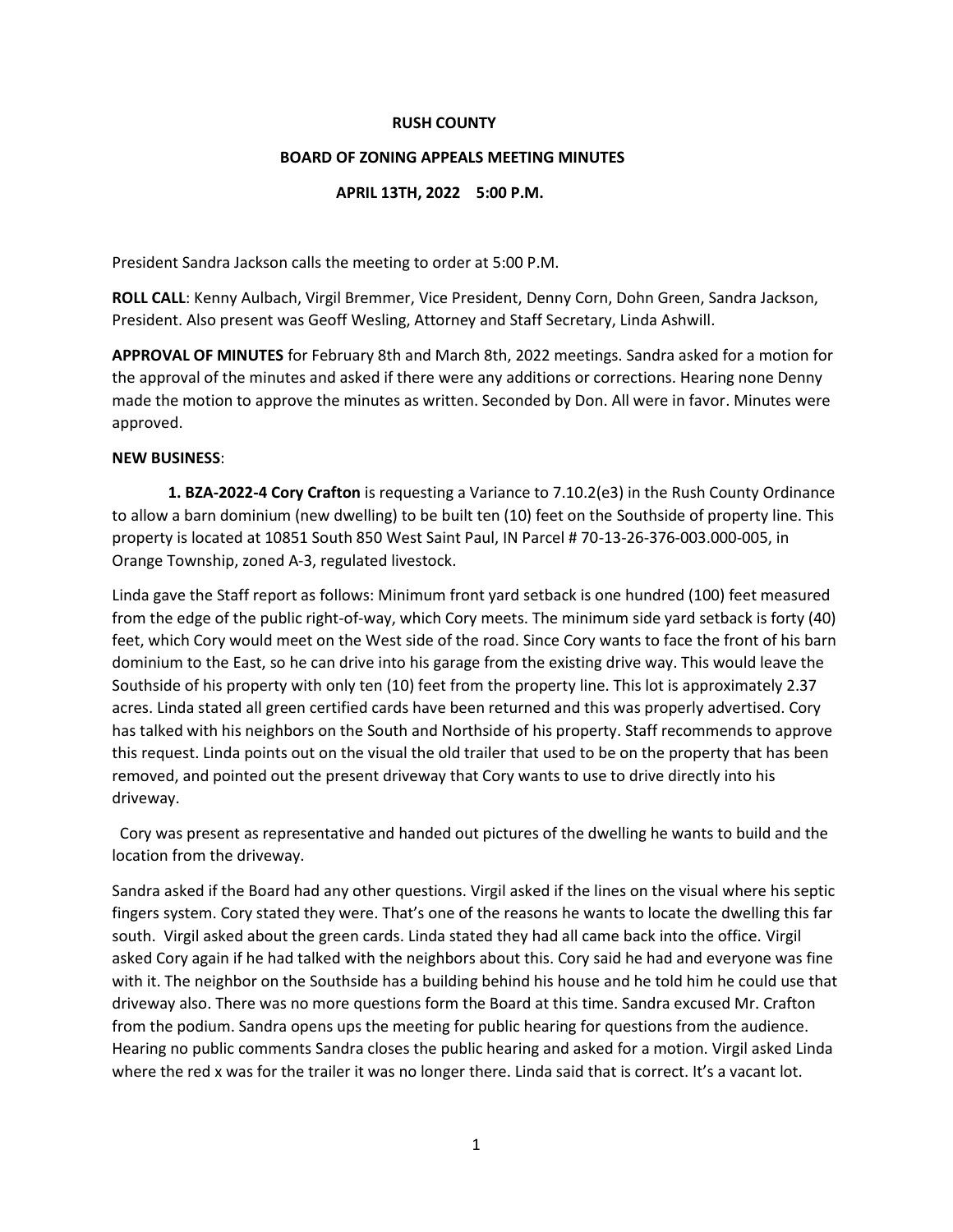**RUSH COUNTY**

**BOARD OF ZONING APPEALS MEETING MINUTES**

**APRIL 13TH, 2022 5:00 P.M.**

President Sandra Jackson calls the meeting to order at 5:00 P.M.

**ROLL CALL**: Kenny Aulbach, Virgil Bremmer, Vice President, Denny Corn, Dohn Green, Sandra Jackson, President. Also present was Geoff Wesling, Attorney and Staff Secretary, Linda Ashwill.

**APPROVAL OF MINUTES** for February 8th and March 8th, 2022 meetings. Sandra asked for a motion for the approval of the minutes and asked if there were any additions or corrections. Hearing none Denny made the motion to approve the minutes as written. Seconded by Don. All were in favor. Minutes were approved.

**NEW BUSINESS**:

**1. BZA-2022-4 Cory Crafton** is requesting a Variance to 7.10.2(e3) in the Rush County Ordinance to allow a barn dominium (new dwelling) to be built ten (10) feet on the Southside of property line. This property is located at 10851 South 850 West Saint Paul, IN Parcel # 70-13-26-376-003.000-005, in Orange Township, zoned A-3, regulated livestock.

Linda gave the Staff report as follows: Minimum front yard setback is one hundred (100) feet measured from the edge of the public right-of-way, which Cory meets. The minimum side yard setback is forty (40) feet, which Cory would meet on the West side of the road. Since Cory wants to face the front of his barn dominium to the East, so he can drive into his garage from the existing drive way. This would leave the Southside of his property with only ten (10) feet from the property line. This lot is approximately 2.37 acres. Linda stated all green certified cards have been returned and this was properly advertised. Cory has talked with his neighbors on the South and Northside of his property. Staff recommends to approve this request. Linda points out on the visual the old trailer that used to be on the property that has been removed, and pointed out the present driveway that Cory wants to use to drive directly into his driveway.

Cory was present as representative and handed out pictures of the dwelling he wants to build and the location from the driveway.

Sandra asked if the Board had any other questions. Virgil asked if the lines on the visual where his septic fingers system. Cory stated they were. That's one of the reasons he wants to locate the dwelling this far south. Virgil asked about the green cards. Linda stated they had all came back into the office. Virgil asked Cory again if he had talked with the neighbors about this. Cory said he had and everyone was fine with it. The neighbor on the Southside has a building behind his house and he told him he could use that driveway also. There was no more questions form the Board at this time. Sandra excused Mr. Crafton from the podium. Sandra opens ups the meeting for public hearing for questions from the audience. Hearing no public comments Sandra closes the public hearing and asked for a motion. Virgil asked Linda where the red x was for the trailer it was no longer there. Linda said that is correct. It's a vacant lot.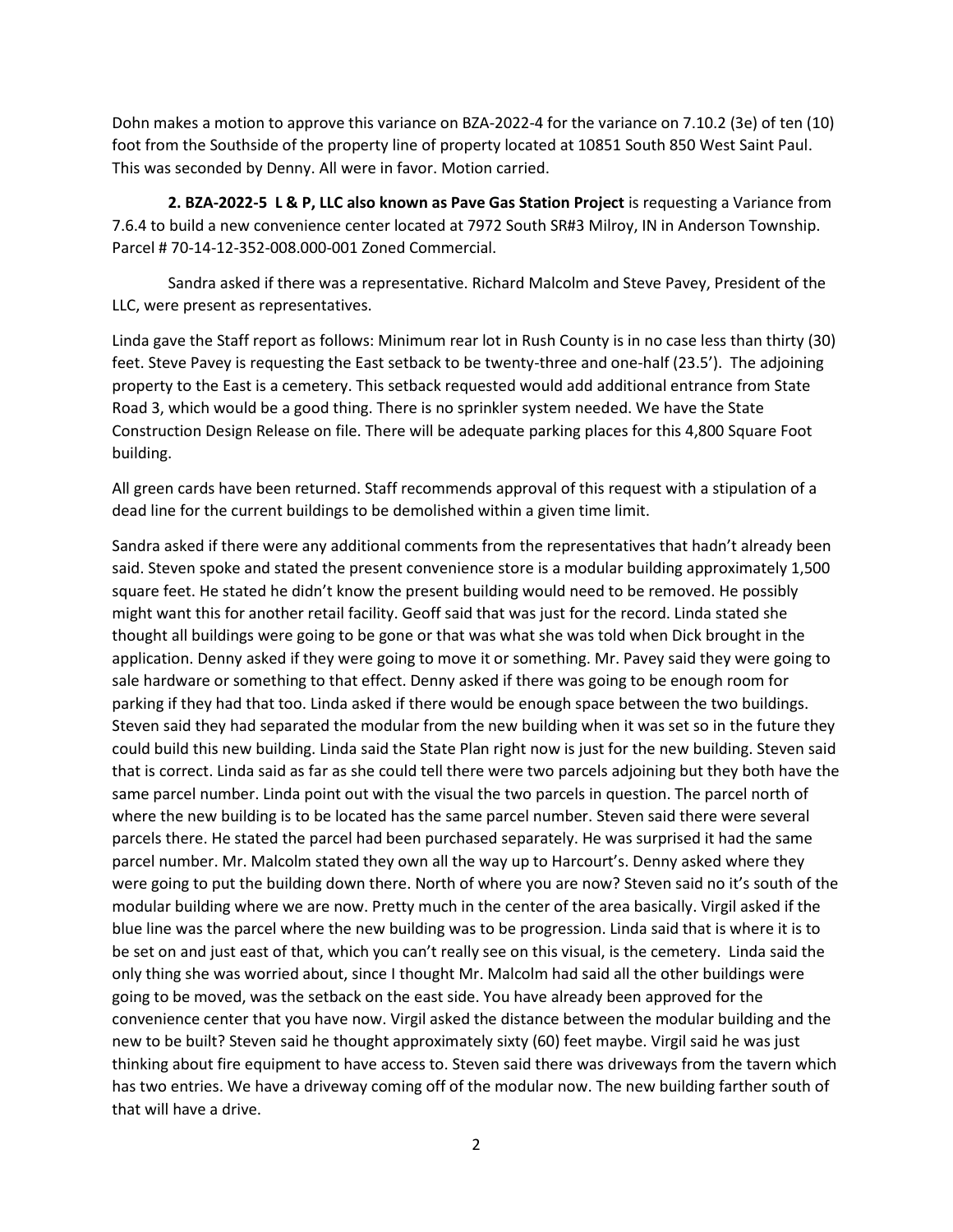Dohn makes a motion to approve this variance on BZA-2022-4 for the variance on 7.10.2 (3e) of ten (10) foot from the Southside of the property line of property located at 10851 South 850 West Saint Paul. This was seconded by Denny. All were in favor. Motion carried.

**2. BZA-2022-5 L & P, LLC also known as Pave Gas Station Project** is requesting a Variance from 7.6.4 to build a new convenience center located at 7972 South SR#3 Milroy, IN in Anderson Township. Parcel # 70-14-12-352-008.000-001 Zoned Commercial.

Sandra asked if there was a representative. Richard Malcolm and Steve Pavey, President of the LLC, were present as representatives.

Linda gave the Staff report as follows: Minimum rear lot in Rush County is in no case less than thirty (30) feet. Steve Pavey is requesting the East setback to be twenty-three and one-half (23.5'). The adjoining property to the East is a cemetery. This setback requested would add additional entrance from State Road 3, which would be a good thing. There is no sprinkler system needed. We have the State Construction Design Release on file. There will be adequate parking places for this 4,800 Square Foot building.

All green cards have been returned. Staff recommends approval of this request with a stipulation of a dead line for the current buildings to be demolished within a given time limit.

Sandra asked if there were any additional comments from the representatives that hadn't already been said. Steven spoke and stated the present convenience store is a modular building approximately 1,500 square feet. He stated he didn't know the present building would need to be removed. He possibly might want this for another retail facility. Geoff said that was just for the record. Linda stated she thought all buildings were going to be gone or that was what she was told when Dick brought in the application. Denny asked if they were going to move it or something. Mr. Pavey said they were going to sale hardware or something to that effect. Denny asked if there was going to be enough room for parking if they had that too. Linda asked if there would be enough space between the two buildings. Steven said they had separated the modular from the new building when it was set so in the future they could build this new building. Linda said the State Plan right now is just for the new building. Steven said that is correct. Linda said as far as she could tell there were two parcels adjoining but they both have the same parcel number. Linda point out with the visual the two parcels in question. The parcel north of where the new building is to be located has the same parcel number. Steven said there were several parcels there. He stated the parcel had been purchased separately. He was surprised it had the same parcel number. Mr. Malcolm stated they own all the way up to Harcourt's. Denny asked where they were going to put the building down there. North of where you are now? Steven said no it's south of the modular building where we are now. Pretty much in the center of the area basically. Virgil asked if the blue line was the parcel where the new building was to be progression. Linda said that is where it is to be set on and just east of that, which you can't really see on this visual, is the cemetery. Linda said the only thing she was worried about, since I thought Mr. Malcolm had said all the other buildings were going to be moved, was the setback on the east side. You have already been approved for the convenience center that you have now. Virgil asked the distance between the modular building and the new to be built? Steven said he thought approximately sixty (60) feet maybe. Virgil said he was just thinking about fire equipment to have access to. Steven said there was driveways from the tavern which has two entries. We have a driveway coming off of the modular now. The new building farther south of that will have a drive.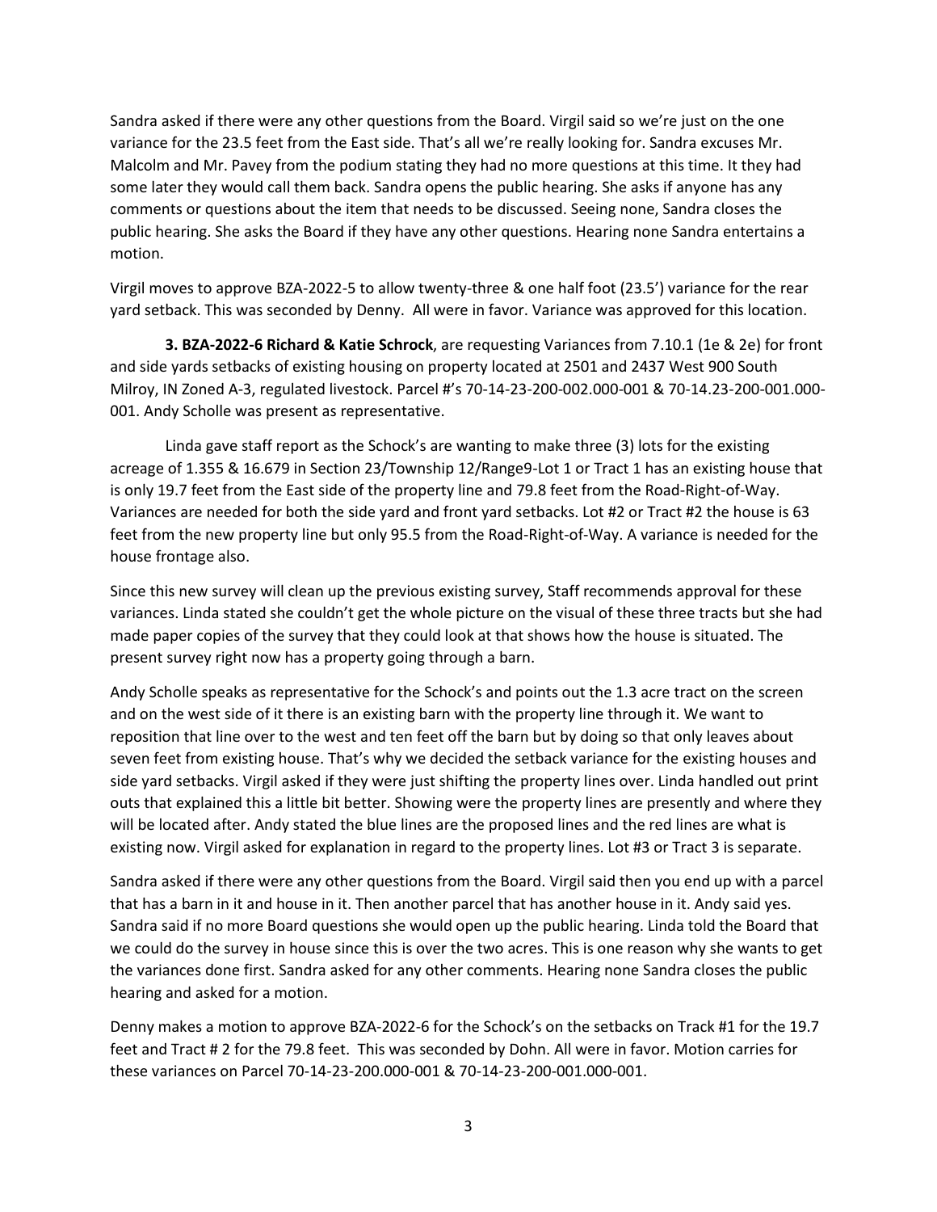Sandra asked if there were any other questions from the Board. Virgil said so we're just on the one variance for the 23.5 feet from the East side. That's all we're really looking for. Sandra excuses Mr. Malcolm and Mr. Pavey from the podium stating they had no more questions at this time. It they had some later they would call them back. Sandra opens the public hearing. She asks if anyone has any comments or questions about the item that needs to be discussed. Seeing none, Sandra closes the public hearing. She asks the Board if they have any other questions. Hearing none Sandra entertains a motion.

Virgil moves to approve BZA-2022-5 to allow twenty-three & one half foot (23.5') variance for the rear yard setback. This was seconded by Denny. All were in favor. Variance was approved for this location.

**3. BZA-2022-6 Richard & Katie Schrock**, are requesting Variances from 7.10.1 (1e & 2e) for front and side yards setbacks of existing housing on property located at 2501 and 2437 West 900 South Milroy, IN Zoned A-3, regulated livestock. Parcel #'s 70-14-23-200-002.000-001 & 70-14.23-200-001.000-001. Andy Scholle was present as representative.

Linda gave staff report as the Schock's are wanting to make three (3) lots for the existing acreage of 1.355 & 16.679 in Section 23/Township 12/Range9-Lot 1 or Tract 1 has an existing house that is only 19.7 feet from the East side of the property line and 79.8 feet from the Road-Right-of-Way. Variances are needed for both the side yard and front yard setbacks. Lot #2 or Tract #2 the house is 63 feet from the new property line but only 95.5 from the Road-Right-of-Way. A variance is needed for the house frontage also.

Since this new survey will clean up the previous existing survey, Staff recommends approval for these variances. Linda stated she couldn't get the whole picture on the visual of these three tracts but she had made paper copies of the survey that they could look at that shows how the house is situated. The present survey right now has a property going through a barn.

Andy Scholle speaks as representative for the Schock's and points out the 1.3 acre tract on the screen and on the west side of it there is an existing barn with the property line through it. We want to reposition that line over to the west and ten feet off the barn but by doing so that only leaves about seven feet from existing house. That's why we decided the setback variance for the existing houses and side yard setbacks. Virgil asked if they were just shifting the property lines over. Linda handled out print outs that explained this a little bit better. Showing were the property lines are presently and where they will be located after. Andy stated the blue lines are the proposed lines and the red lines are what is existing now. Virgil asked for explanation in regard to the property lines. Lot #3 or Tract 3 is separate.

Sandra asked if there were any other questions from the Board. Virgil said then you end up with a parcel that has a barn in it and house in it. Then another parcel that has another house in it. Andy said yes. Sandra said if no more Board questions she would open up the public hearing. Linda told the Board that we could do the survey in house since this is over the two acres. This is one reason why she wants to get the variances done first. Sandra asked for any other comments. Hearing none Sandra closes the public hearing and asked for a motion.

Denny makes a motion to approve BZA-2022-6 for the Schock's on the setbacks on Track #1 for the 19.7 feet and Tract # 2 for the 79.8 feet. This was seconded by Dohn. All were in favor. Motion carries for these variances on Parcel 70-14-23-200.000-001 & 70-14-23-200-001.000-001.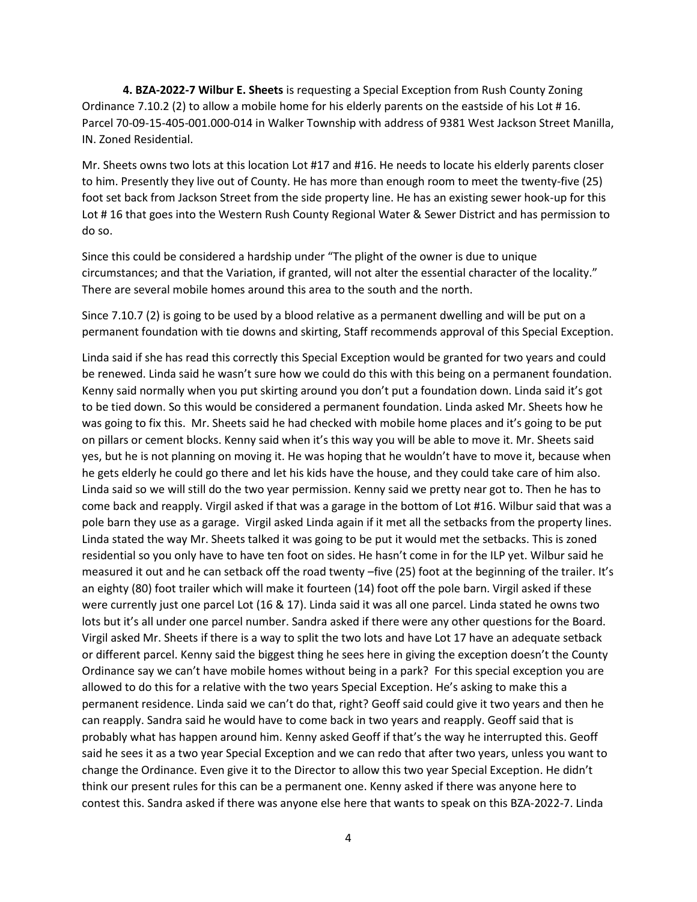**4. BZA-2022-7 Wilbur E. Sheets** is requesting a Special Exception from Rush County Zoning Ordinance 7.10.2 (2) to allow a mobile home for his elderly parents on the eastside of his Lot # 16. Parcel 70-09-15-405-001.000-014 in Walker Township with address of 9381 West Jackson Street Manilla, IN. Zoned Residential.

Mr. Sheets owns two lots at this location Lot #17 and #16. He needs to locate his elderly parents closer to him. Presently they live out of County. He has more than enough room to meet the twenty-five (25) foot set back from Jackson Street from the side property line. He has an existing sewer hook-up for this Lot # 16 that goes into the Western Rush County Regional Water & Sewer District and has permission to do so.

Since this could be considered a hardship under "The plight of the owner is due to unique circumstances; and that the Variation, if granted, will not alter the essential character of the locality." There are several mobile homes around this area to the south and the north.

Since 7.10.7 (2) is going to be used by a blood relative as a permanent dwelling and will be put on a permanent foundation with tie downs and skirting, Staff recommends approval of this Special Exception.

Linda said if she has read this correctly this Special Exception would be granted for two years and could be renewed. Linda said he wasn't sure how we could do this with this being on a permanent foundation. Kenny said normally when you put skirting around you don't put a foundation down. Linda said it's got to be tied down. So this would be considered a permanent foundation. Linda asked Mr. Sheets how he was going to fix this. Mr. Sheets said he had checked with mobile home places and it's going to be put on pillars or cement blocks. Kenny said when it's this way you will be able to move it. Mr. Sheets said yes, but he is not planning on moving it. He was hoping that he wouldn't have to move it, because when he gets elderly he could go there and let his kids have the house, and they could take care of him also. Linda said so we will still do the two year permission. Kenny said we pretty near got to. Then he has to come back and reapply. Virgil asked if that was a garage in the bottom of Lot #16. Wilbur said that was a pole barn they use as a garage. Virgil asked Linda again if it met all the setbacks from the property lines. Linda stated the way Mr. Sheets talked it was going to be put it would met the setbacks. This is zoned residential so you only have to have ten foot on sides. He hasn't come in for the ILP yet. Wilbur said he measured it out and he can setback off the road twenty –five (25) foot at the beginning of the trailer. It's an eighty (80) foot trailer which will make it fourteen (14) foot off the pole barn. Virgil asked if these were currently just one parcel Lot (16 & 17). Linda said it was all one parcel. Linda stated he owns two lots but it's all under one parcel number. Sandra asked if there were any other questions for the Board. Virgil asked Mr. Sheets if there is a way to split the two lots and have Lot 17 have an adequate setback or different parcel. Kenny said the biggest thing he sees here in giving the exception doesn't the County Ordinance say we can't have mobile homes without being in a park? For this special exception you are allowed to do this for a relative with the two years Special Exception. He's asking to make this a permanent residence. Linda said we can't do that, right? Geoff said could give it two years and then he can reapply. Sandra said he would have to come back in two years and reapply. Geoff said that is probably what has happen around him. Kenny asked Geoff if that's the way he interrupted this. Geoff said he sees it as a two year Special Exception and we can redo that after two years, unless you want to change the Ordinance. Even give it to the Director to allow this two year Special Exception. He didn't think our present rules for this can be a permanent one. Kenny asked if there was anyone here to contest this. Sandra asked if there was anyone else here that wants to speak on this BZA-2022-7. Linda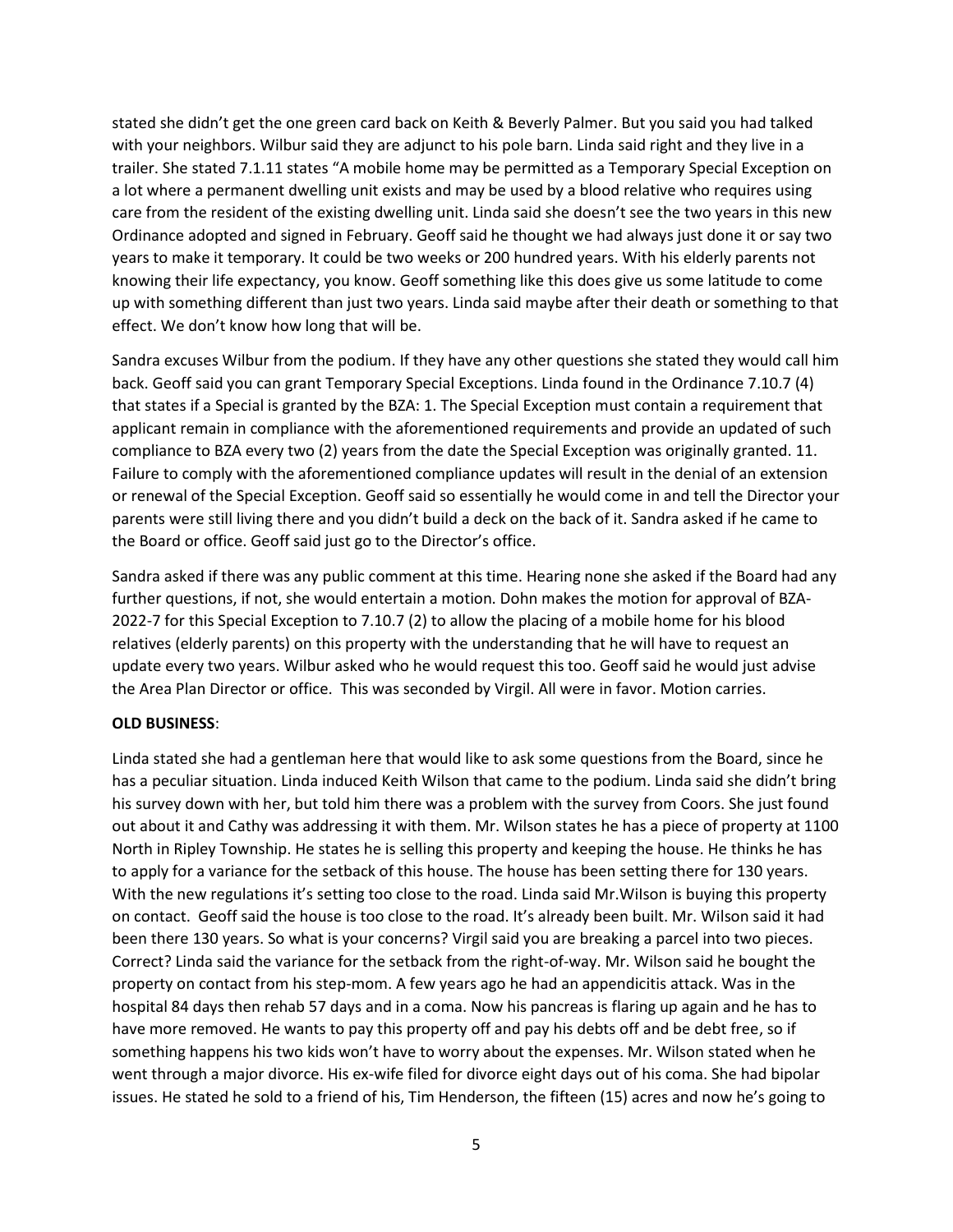stated she didn't get the one green card back on Keith & Beverly Palmer. But you said you had talked with your neighbors. Wilbur said they are adjunct to his pole barn. Linda said right and they live in a trailer. She stated 7.1.11 states "A mobile home may be permitted as a Temporary Special Exception on a lot where a permanent dwelling unit exists and may be used by a blood relative who requires using care from the resident of the existing dwelling unit. Linda said she doesn't see the two years in this new Ordinance adopted and signed in February. Geoff said he thought we had always just done it or say two years to make it temporary. It could be two weeks or 200 hundred years. With his elderly parents not knowing their life expectancy, you know. Geoff something like this does give us some latitude to come up with something different than just two years. Linda said maybe after their death or something to that effect. We don't know how long that will be.

Sandra excuses Wilbur from the podium. If they have any other questions she stated they would call him back. Geoff said you can grant Temporary Special Exceptions. Linda found in the Ordinance 7.10.7 (4) that states if a Special is granted by the BZA: 1. The Special Exception must contain a requirement that applicant remain in compliance with the aforementioned requirements and provide an updated of such compliance to BZA every two (2) years from the date the Special Exception was originally granted. 11. Failure to comply with the aforementioned compliance updates will result in the denial of an extension or renewal of the Special Exception. Geoff said so essentially he would come in and tell the Director your parents were still living there and you didn't build a deck on the back of it. Sandra asked if he came to the Board or office. Geoff said just go to the Director's office.

Sandra asked if there was any public comment at this time. Hearing none she asked if the Board had any further questions, if not, she would entertain a motion. Dohn makes the motion for approval of BZA-2022-7 for this Special Exception to 7.10.7 (2) to allow the placing of a mobile home for his blood relatives (elderly parents) on this property with the understanding that he will have to request an update every two years. Wilbur asked who he would request this too. Geoff said he would just advise the Area Plan Director or office. This was seconded by Virgil. All were in favor. Motion carries.

**OLD BUSINESS**:

Linda stated she had a gentleman here that would like to ask some questions from the Board, since he has a peculiar situation. Linda induced Keith Wilson that came to the podium. Linda said she didn't bring his survey down with her, but told him there was a problem with the survey from Coors. She just found out about it and Cathy was addressing it with them. Mr. Wilson states he has a piece of property at 1100 North in Ripley Township. He states he is selling this property and keeping the house. He thinks he has to apply for a variance for the setback of this house. The house has been setting there for 130 years. With the new regulations it's setting too close to the road. Linda said Mr.Wilson is buying this property on contact. Geoff said the house is too close to the road. It's already been built. Mr. Wilson said it had been there 130 years. So what is your concerns? Virgil said you are breaking a parcel into two pieces. Correct? Linda said the variance for the setback from the right-of-way. Mr. Wilson said he bought the property on contact from his step-mom. A few years ago he had an appendicitis attack. Was in the hospital 84 days then rehab 57 days and in a coma. Now his pancreas is flaring up again and he has to have more removed. He wants to pay this property off and pay his debts off and be debt free, so if something happens his two kids won't have to worry about the expenses. Mr. Wilson stated when he went through a major divorce. His ex-wife filed for divorce eight days out of his coma. She had bipolar issues. He stated he sold to a friend of his, Tim Henderson, the fifteen (15) acres and now he's going to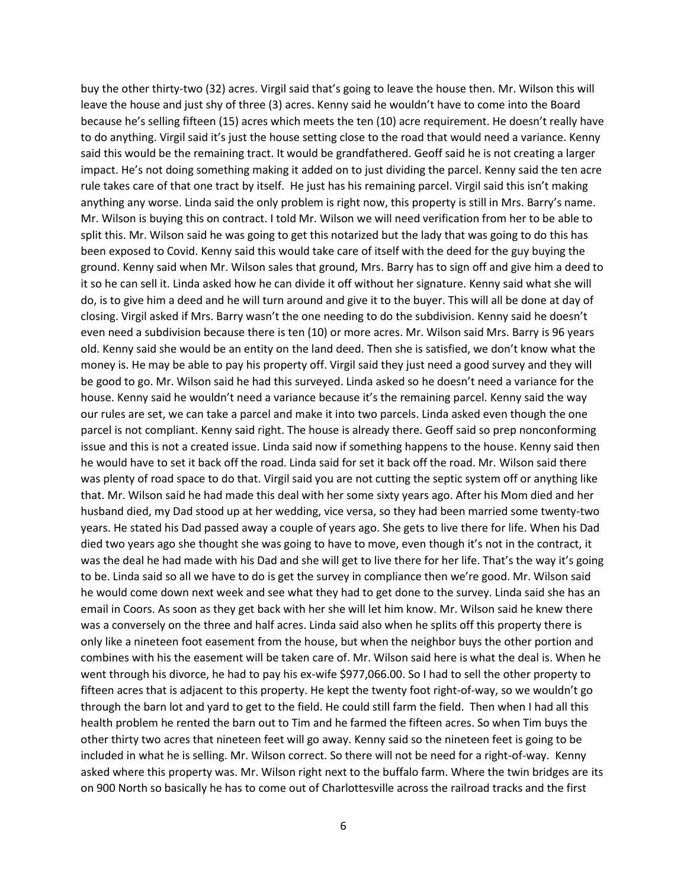buy the other thirty-two (32) acres. Virgil said that's going to leave the house then. Mr. Wilson this will leave the house and just shy of three (3) acres. Kenny said he wouldn't have to come into the Board because he's selling fifteen (15) acres which meets the ten (10) acre requirement. He doesn't really have to do anything. Virgil said it's just the house setting close to the road that would need a variance. Kenny said this would be the remaining tract. It would be grandfathered. Geoff said he is not creating a larger impact. He's not doing something making it added on to just dividing the parcel. Kenny said the ten acre rule takes care of that one tract by itself. He just has his remaining parcel. Virgil said this isn't making anything any worse. Linda said the only problem is right now, this property is still in Mrs. Barry's name. Mr. Wilson is buying this on contract. I told Mr. Wilson we will need verification from her to be able to split this. Mr. Wilson said he was going to get this notarized but the lady that was going to do this has been exposed to Covid. Kenny said this would take care of itself with the deed for the guy buying the ground. Kenny said when Mr. Wilson sales that ground, Mrs. Barry has to sign off and give him a deed to it so he can sell it. Linda asked how he can divide it off without her signature. Kenny said what she will do, is to give him a deed and he will turn around and give it to the buyer. This will all be done at day of closing. Virgil asked if Mrs. Barry wasn't the one needing to do the subdivision. Kenny said he doesn't even need a subdivision because there is ten (10) or more acres. Mr. Wilson said Mrs. Barry is 96 years old. Kenny said she would be an entity on the land deed. Then she is satisfied, we don't know what the money is. He may be able to pay his property off. Virgil said they just need a good survey and they will be good to go. Mr. Wilson said he had this surveyed. Linda asked so he doesn't need a variance for the house. Kenny said he wouldn't need a variance because it's the remaining parcel. Kenny said the way our rules are set, we can take a parcel and make it into two parcels. Linda asked even though the one parcel is not compliant. Kenny said right. The house is already there. Geoff said so prep nonconforming issue and this is not a created issue. Linda said now if something happens to the house. Kenny said then he would have to set it back off the road. Linda said for set it back off the road. Mr. Wilson said there was plenty of road space to do that. Virgil said you are not cutting the septic system off or anything like that. Mr. Wilson said he had made this deal with her some sixty years ago. After his Mom died and her husband died, my Dad stood up at her wedding, vice versa, so they had been married some twenty-two years. He stated his Dad passed away a couple of years ago. She gets to live there for life. When his Dad died two years ago she thought she was going to have to move, even though it's not in the contract, it was the deal he had made with his Dad and she will get to live there for her life. That's the way it's going to be. Linda said so all we have to do is get the survey in compliance then we're good. Mr. Wilson said he would come down next week and see what they had to get done to the survey. Linda said she has an email in Coors. As soon as they get back with her she will let him know. Mr. Wilson said he knew there was a conversely on the three and half acres. Linda said also when he splits off this property there is only like a nineteen foot easement from the house, but when the neighbor buys the other portion and combines with his the easement will be taken care of. Mr. Wilson said here is what the deal is. When he went through his divorce, he had to pay his ex-wife $977,066.00. So I had to sell the other property to fifteen acres that is adjacent to this property. He kept the twenty foot right-of-way, so we wouldn't go through the barn lot and yard to get to the field. He could still farm the field. Then when I had all this health problem he rented the barn out to Tim and he farmed the fifteen acres. So when Tim buys the other thirty two acres that nineteen feet will go away. Kenny said so the nineteen feet is going to be included in what he is selling. Mr. Wilson correct. So there will not be need for a right-of-way. Kenny asked where this property was. Mr. Wilson right next to the buffalo farm. Where the twin bridges are its on 900 North so basically he has to come out of Charlottesville across the railroad tracks and the first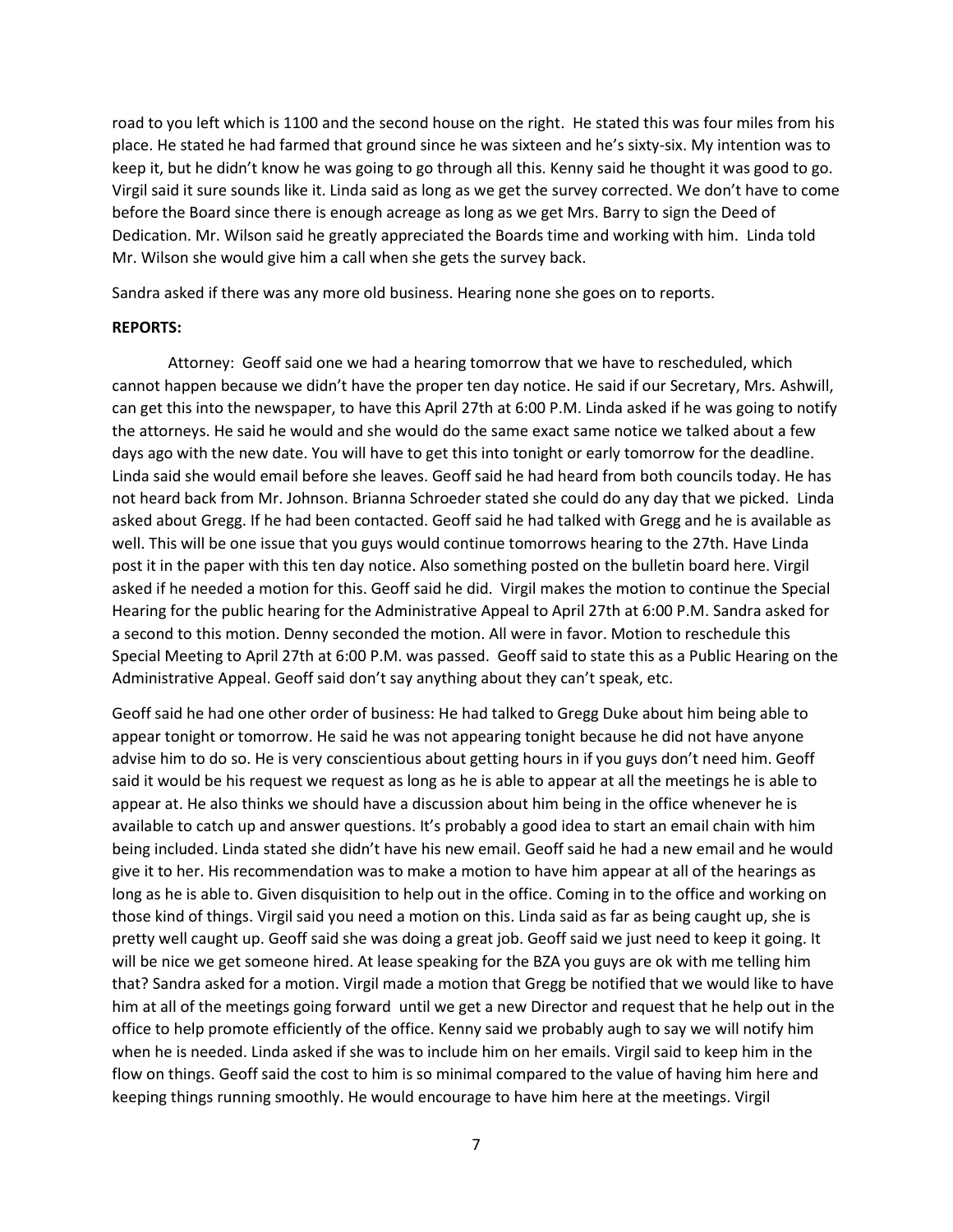road to you left which is 1100 and the second house on the right. He stated this was four miles from his place. He stated he had farmed that ground since he was sixteen and he's sixty-six. My intention was to keep it, but he didn't know he was going to go through all this. Kenny said he thought it was good to go. Virgil said it sure sounds like it. Linda said as long as we get the survey corrected. We don't have to come before the Board since there is enough acreage as long as we get Mrs. Barry to sign the Deed of Dedication. Mr. Wilson said he greatly appreciated the Boards time and working with him. Linda told Mr. Wilson she would give him a call when she gets the survey back.

Sandra asked if there was any more old business. Hearing none she goes on to reports.

**REPORTS:**

Attorney: Geoff said one we had a hearing tomorrow that we have to rescheduled, which cannot happen because we didn't have the proper ten day notice. He said if our Secretary, Mrs. Ashwill, can get this into the newspaper, to have this April 27th at 6:00 P.M. Linda asked if he was going to notify the attorneys. He said he would and she would do the same exact same notice we talked about a few days ago with the new date. You will have to get this into tonight or early tomorrow for the deadline. Linda said she would email before she leaves. Geoff said he had heard from both councils today. He has not heard back from Mr. Johnson. Brianna Schroeder stated she could do any day that we picked. Linda asked about Gregg. If he had been contacted. Geoff said he had talked with Gregg and he is available as well. This will be one issue that you guys would continue tomorrows hearing to the 27th. Have Linda post it in the paper with this ten day notice. Also something posted on the bulletin board here. Virgil asked if he needed a motion for this. Geoff said he did. Virgil makes the motion to continue the Special Hearing for the public hearing for the Administrative Appeal to April 27th at 6:00 P.M. Sandra asked for a second to this motion. Denny seconded the motion. All were in favor. Motion to reschedule this Special Meeting to April 27th at 6:00 P.M. was passed. Geoff said to state this as a Public Hearing on the Administrative Appeal. Geoff said don't say anything about they can't speak, etc.

Geoff said he had one other order of business: He had talked to Gregg Duke about him being able to appear tonight or tomorrow. He said he was not appearing tonight because he did not have anyone advise him to do so. He is very conscientious about getting hours in if you guys don't need him. Geoff said it would be his request we request as long as he is able to appear at all the meetings he is able to appear at. He also thinks we should have a discussion about him being in the office whenever he is available to catch up and answer questions. It's probably a good idea to start an email chain with him being included. Linda stated she didn't have his new email. Geoff said he had a new email and he would give it to her. His recommendation was to make a motion to have him appear at all of the hearings as long as he is able to. Given disquisition to help out in the office. Coming in to the office and working on those kind of things. Virgil said you need a motion on this. Linda said as far as being caught up, she is pretty well caught up. Geoff said she was doing a great job. Geoff said we just need to keep it going. It will be nice we get someone hired. At lease speaking for the BZA you guys are ok with me telling him that? Sandra asked for a motion. Virgil made a motion that Gregg be notified that we would like to have him at all of the meetings going forward until we get a new Director and request that he help out in the office to help promote efficiently of the office. Kenny said we probably augh to say we will notify him when he is needed. Linda asked if she was to include him on her emails. Virgil said to keep him in the flow on things. Geoff said the cost to him is so minimal compared to the value of having him here and keeping things running smoothly. He would encourage to have him here at the meetings. Virgil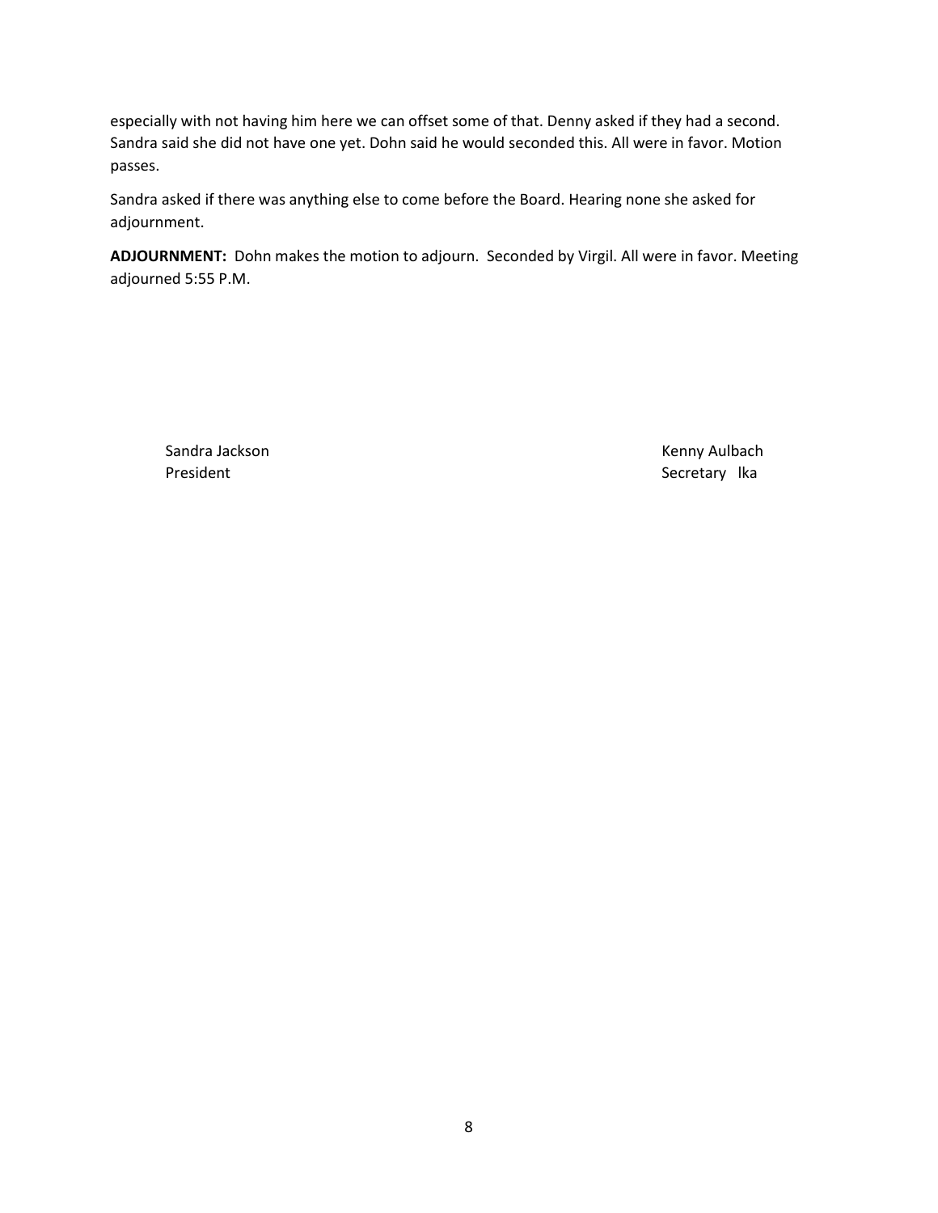especially with not having him here we can offset some of that. Denny asked if they had a second. Sandra said she did not have one yet. Dohn said he would seconded this. All were in favor. Motion passes.

Sandra asked if there was anything else to come before the Board. Hearing none she asked for adjournment.

**ADJOURNMENT:** Dohn makes the motion to adjourn. Seconded by Virgil. All were in favor. Meeting adjourned 5:55 P.M.

Sandra Jackson
President

Kenny Aulbach
Secretary lka